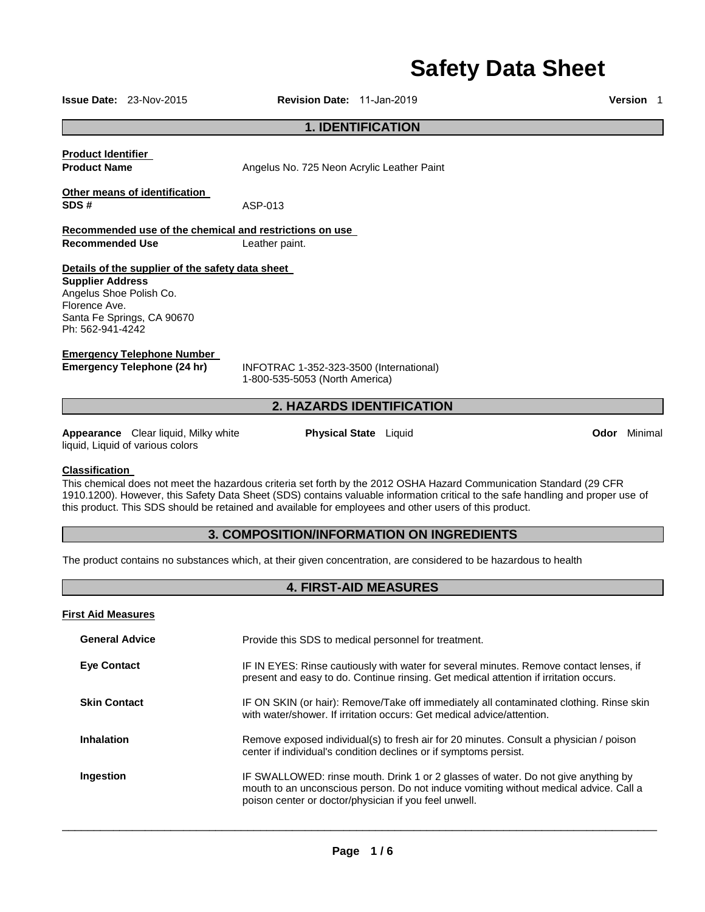# Safety Data Sheet

**Issue Date:** 23-Nov-2015 **Revision Date:** 11-Jan-2019 **Version** 1

## 1. IDENTIFICATION

**Product Identifier**

**Product Name** Angelus No. 725 Neon Acrylic Leather Paint

**Other means of identification**

**SDS #** ASP-013

**Recommended use of the chemical and restrictions on use**

**Recommended Use** Leather paint.

**Details of the supplier of the safety data sheet**

**Supplier Address**
Angelus Shoe Polish Co.
Florence Ave.
Santa Fe Springs, CA 90670
Ph: 562-941-4242

**Emergency Telephone Number**

**Emergency Telephone (24 hr)** INFOTRAC 1-352-323-3500 (International)
1-800-535-5053 (North America)

## 2. HAZARDS IDENTIFICATION

**Appearance** Clear liquid, Milky white liquid, Liquid of various colors

**Physical State** Liquid

**Odor** Minimal

**Classification**

This chemical does not meet the hazardous criteria set forth by the 2012 OSHA Hazard Communication Standard (29 CFR 1910.1200). However, this Safety Data Sheet (SDS) contains valuable information critical to the safe handling and proper use of this product. This SDS should be retained and available for employees and other users of this product.

## 3. COMPOSITION/INFORMATION ON INGREDIENTS

The product contains no substances which, at their given concentration, are considered to be hazardous to health

## 4. FIRST-AID MEASURES

**First Aid Measures**

**General Advice** Provide this SDS to medical personnel for treatment.

**Eye Contact** IF IN EYES: Rinse cautiously with water for several minutes. Remove contact lenses, if present and easy to do. Continue rinsing. Get medical attention if irritation occurs.

**Skin Contact** IF ON SKIN (or hair): Remove/Take off immediately all contaminated clothing. Rinse skin with water/shower. If irritation occurs: Get medical advice/attention.

**Inhalation** Remove exposed individual(s) to fresh air for 20 minutes. Consult a physician / poison center if individual's condition declines or if symptoms persist.

**Ingestion** IF SWALLOWED: rinse mouth. Drink 1 or 2 glasses of water. Do not give anything by mouth to an unconscious person. Do not induce vomiting without medical advice. Call a poison center or doctor/physician if you feel unwell.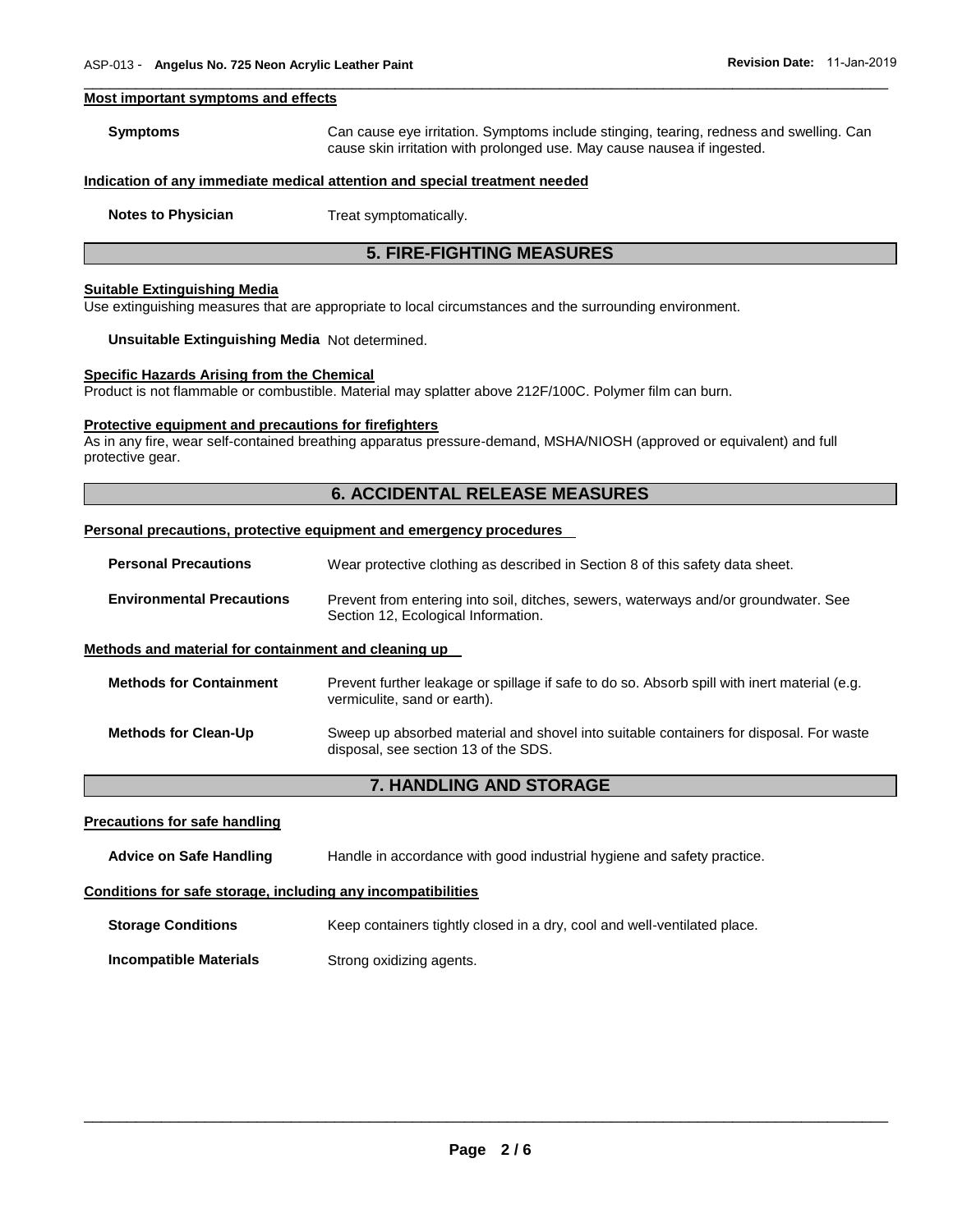#### Most important symptoms and effects

**Symptoms** Can cause eye irritation. Symptoms include stinging, tearing, redness and swelling. Can cause skin irritation with prolonged use. May cause nausea if ingested.

#### Indication of any immediate medical attention and special treatment needed

**Notes to Physician** Treat symptomatically.

## 5. FIRE-FIGHTING MEASURES

#### Suitable Extinguishing Media

Use extinguishing measures that are appropriate to local circumstances and the surrounding environment.

**Unsuitable Extinguishing Media** Not determined.

#### Specific Hazards Arising from the Chemical

Product is not flammable or combustible. Material may splatter above 212F/100C. Polymer film can burn.

#### Protective equipment and precautions for firefighters

As in any fire, wear self-contained breathing apparatus pressure-demand, MSHA/NIOSH (approved or equivalent) and full protective gear.

## 6. ACCIDENTAL RELEASE MEASURES

#### Personal precautions, protective equipment and emergency procedures

**Personal Precautions** Wear protective clothing as described in Section 8 of this safety data sheet.

**Environmental Precautions** Prevent from entering into soil, ditches, sewers, waterways and/or groundwater. See Section 12, Ecological Information.

#### Methods and material for containment and cleaning up

**Methods for Containment** Prevent further leakage or spillage if safe to do so. Absorb spill with inert material (e.g. vermiculite, sand or earth).

**Methods for Clean-Up** Sweep up absorbed material and shovel into suitable containers for disposal. For waste disposal, see section 13 of the SDS.

## 7. HANDLING AND STORAGE

#### Precautions for safe handling

**Advice on Safe Handling** Handle in accordance with good industrial hygiene and safety practice.

#### Conditions for safe storage, including any incompatibilities

**Storage Conditions** Keep containers tightly closed in a dry, cool and well-ventilated place.

**Incompatible Materials** Strong oxidizing agents.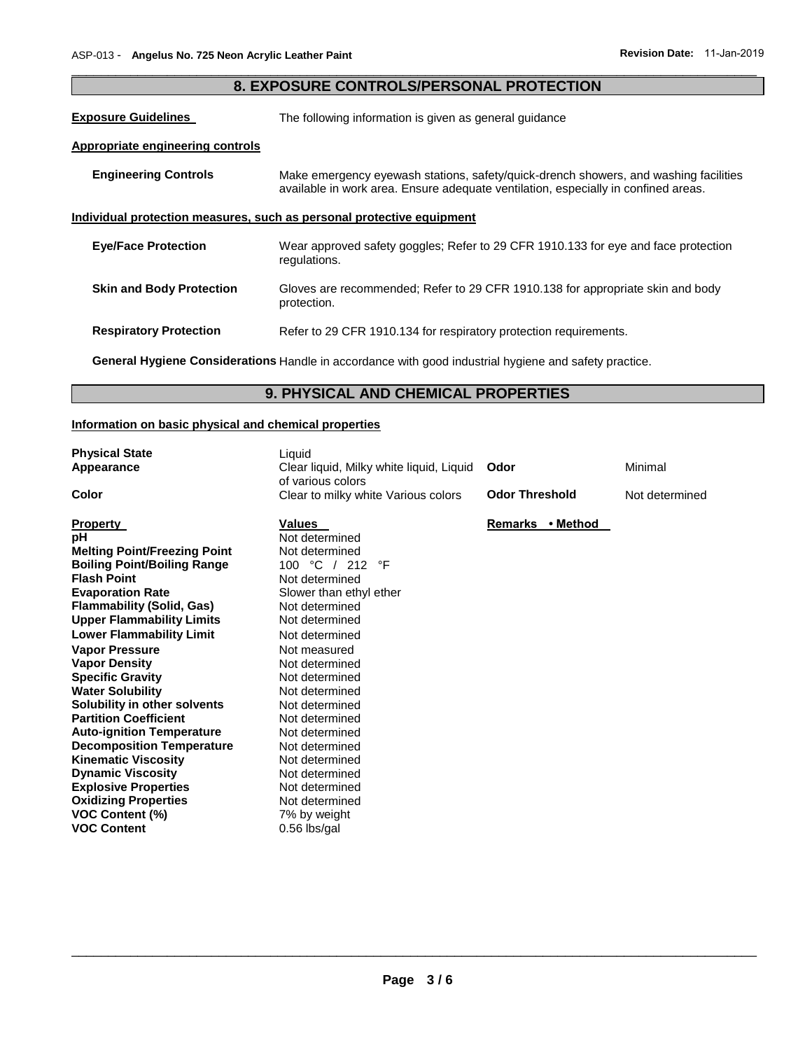## 8. EXPOSURE CONTROLS/PERSONAL PROTECTION

**Exposure Guidelines** The following information is given as general guidance

**Appropriate engineering controls**

**Engineering Controls** Make emergency eyewash stations, safety/quick-drench showers, and washing facilities available in work area. Ensure adequate ventilation, especially in confined areas.

**Individual protection measures, such as personal protective equipment**

**Eye/Face Protection** Wear approved safety goggles; Refer to 29 CFR 1910.133 for eye and face protection regulations.

**Skin and Body Protection** Gloves are recommended; Refer to 29 CFR 1910.138 for appropriate skin and body protection.

**Respiratory Protection** Refer to 29 CFR 1910.134 for respiratory protection requirements.

**General Hygiene Considerations** Handle in accordance with good industrial hygiene and safety practice.

## 9. PHYSICAL AND CHEMICAL PROPERTIES

**Information on basic physical and chemical properties**

| | | | |
|---|---|---|---|
| **Physical State** | Liquid | | |
| **Appearance** | Clear liquid, Milky white liquid, Liquid of various colors | **Odor** | Minimal |
| **Color** | Clear to milky white Various colors | **Odor Threshold** | Not determined |

| **Property** | **Values** | **Remarks • Method** |
|---|---|---|
| **pH** | Not determined | |
| **Melting Point/Freezing Point** | Not determined | |
| **Boiling Point/Boiling Range** | 100 °C / 212 °F | |
| **Flash Point** | Not determined | |
| **Evaporation Rate** | Slower than ethyl ether | |
| **Flammability (Solid, Gas)** | Not determined | |
| **Upper Flammability Limits** | Not determined | |
| **Lower Flammability Limit** | Not determined | |
| **Vapor Pressure** | Not measured | |
| **Vapor Density** | Not determined | |
| **Specific Gravity** | Not determined | |
| **Water Solubility** | Not determined | |
| **Solubility in other solvents** | Not determined | |
| **Partition Coefficient** | Not determined | |
| **Auto-ignition Temperature** | Not determined | |
| **Decomposition Temperature** | Not determined | |
| **Kinematic Viscosity** | Not determined | |
| **Dynamic Viscosity** | Not determined | |
| **Explosive Properties** | Not determined | |
| **Oxidizing Properties** | Not determined | |
| **VOC Content (%)** | 7% by weight | |
| **VOC Content** | 0.56 lbs/gal | |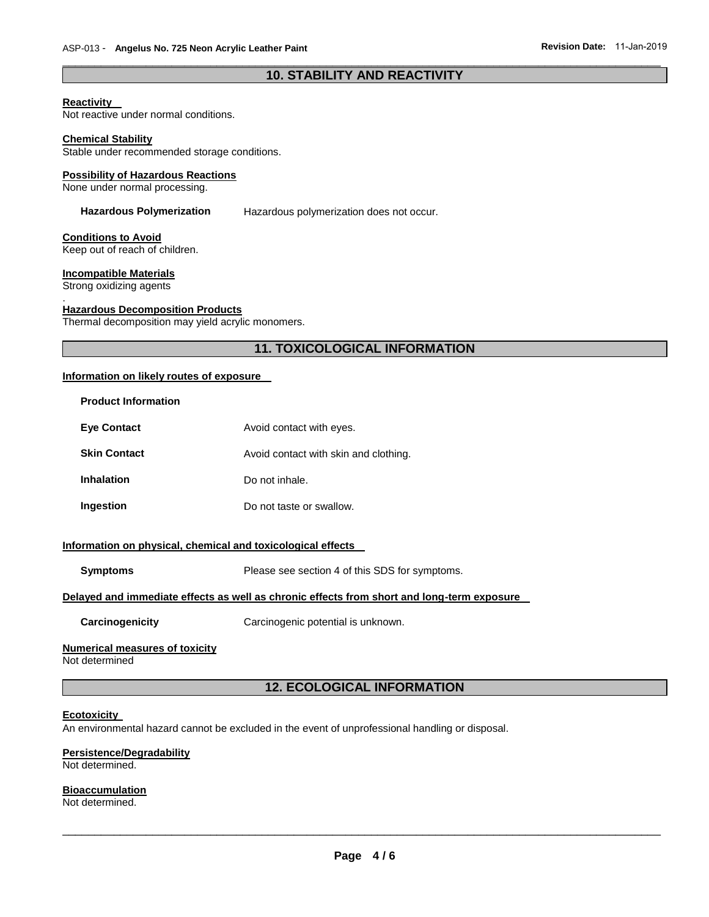## 10. STABILITY AND REACTIVITY

**Reactivity**
Not reactive under normal conditions.

**Chemical Stability**
Stable under recommended storage conditions.

**Possibility of Hazardous Reactions**
None under normal processing.

**Hazardous Polymerization** Hazardous polymerization does not occur.

**Conditions to Avoid**
Keep out of reach of children.

**Incompatible Materials**
Strong oxidizing agents
.

**Hazardous Decomposition Products**
Thermal decomposition may yield acrylic monomers.

## 11. TOXICOLOGICAL INFORMATION

**Information on likely routes of exposure**

**Product Information**

| | |
|---|---|
| **Eye Contact** | Avoid contact with eyes. |
| **Skin Contact** | Avoid contact with skin and clothing. |
| **Inhalation** | Do not inhale. |
| **Ingestion** | Do not taste or swallow. |

**Information on physical, chemical and toxicological effects**

**Symptoms** Please see section 4 of this SDS for symptoms.

**Delayed and immediate effects as well as chronic effects from short and long-term exposure**

**Carcinogenicity** Carcinogenic potential is unknown.

**Numerical measures of toxicity**
Not determined

## 12. ECOLOGICAL INFORMATION

**Ecotoxicity**
An environmental hazard cannot be excluded in the event of unprofessional handling or disposal.

**Persistence/Degradability**
Not determined.

**Bioaccumulation**
Not determined.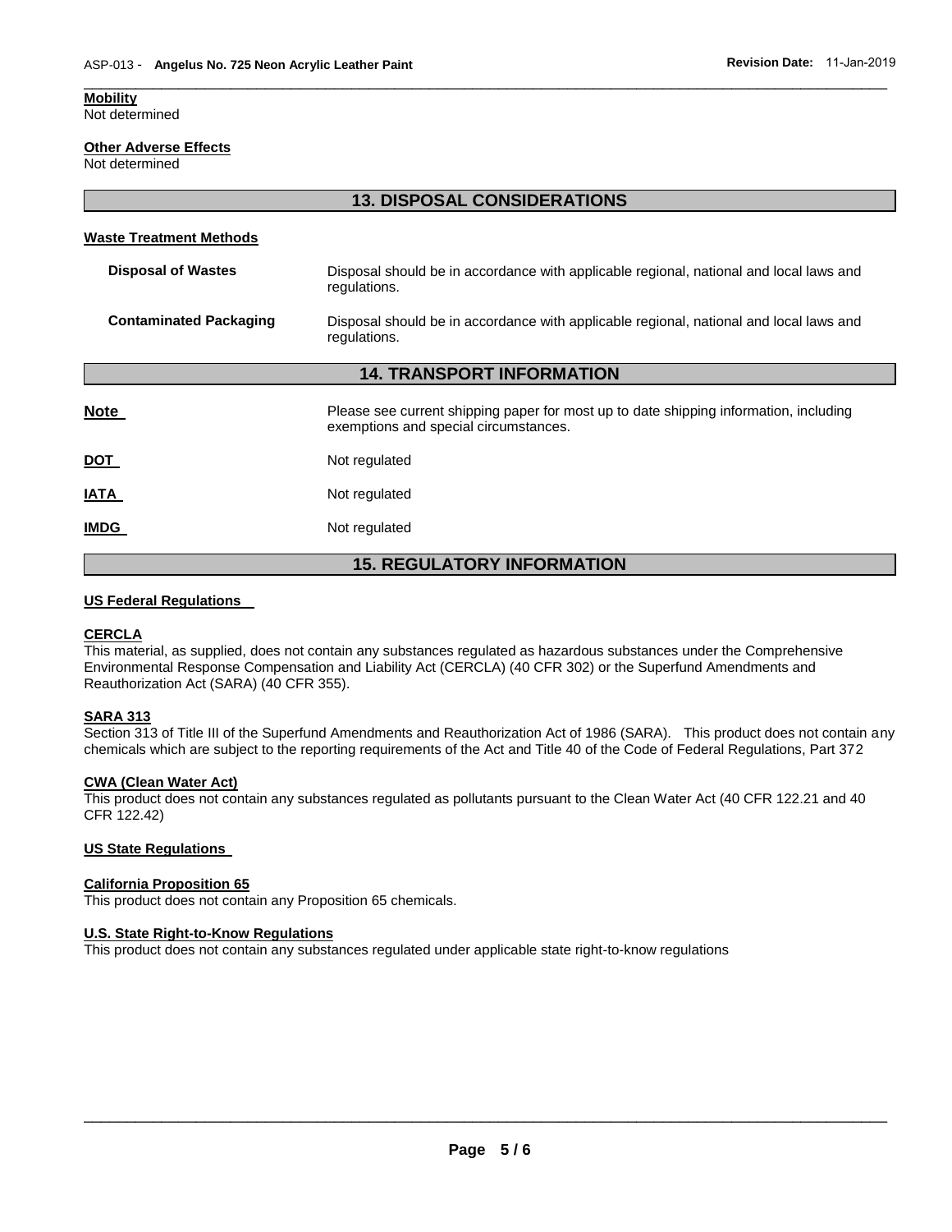**Mobility**
Not determined

**Other Adverse Effects**
Not determined

## 13. DISPOSAL CONSIDERATIONS

**Waste Treatment Methods**

| | |
|---|---|
| **Disposal of Wastes** | Disposal should be in accordance with applicable regional, national and local laws and regulations. |
| **Contaminated Packaging** | Disposal should be in accordance with applicable regional, national and local laws and regulations. |

## 14. TRANSPORT INFORMATION

| | |
|---|---|
| **Note** | Please see current shipping paper for most up to date shipping information, including exemptions and special circumstances. |
| **DOT** | Not regulated |
| **IATA** | Not regulated |
| **IMDG** | Not regulated |

## 15. REGULATORY INFORMATION

**US Federal Regulations**

**CERCLA**
This material, as supplied, does not contain any substances regulated as hazardous substances under the Comprehensive Environmental Response Compensation and Liability Act (CERCLA) (40 CFR 302) or the Superfund Amendments and Reauthorization Act (SARA) (40 CFR 355).

**SARA 313**
Section 313 of Title III of the Superfund Amendments and Reauthorization Act of 1986 (SARA). This product does not contain any chemicals which are subject to the reporting requirements of the Act and Title 40 of the Code of Federal Regulations, Part 372

**CWA (Clean Water Act)**
This product does not contain any substances regulated as pollutants pursuant to the Clean Water Act (40 CFR 122.21 and 40 CFR 122.42)

**US State Regulations**

**California Proposition 65**
This product does not contain any Proposition 65 chemicals.

**U.S. State Right-to-Know Regulations**
This product does not contain any substances regulated under applicable state right-to-know regulations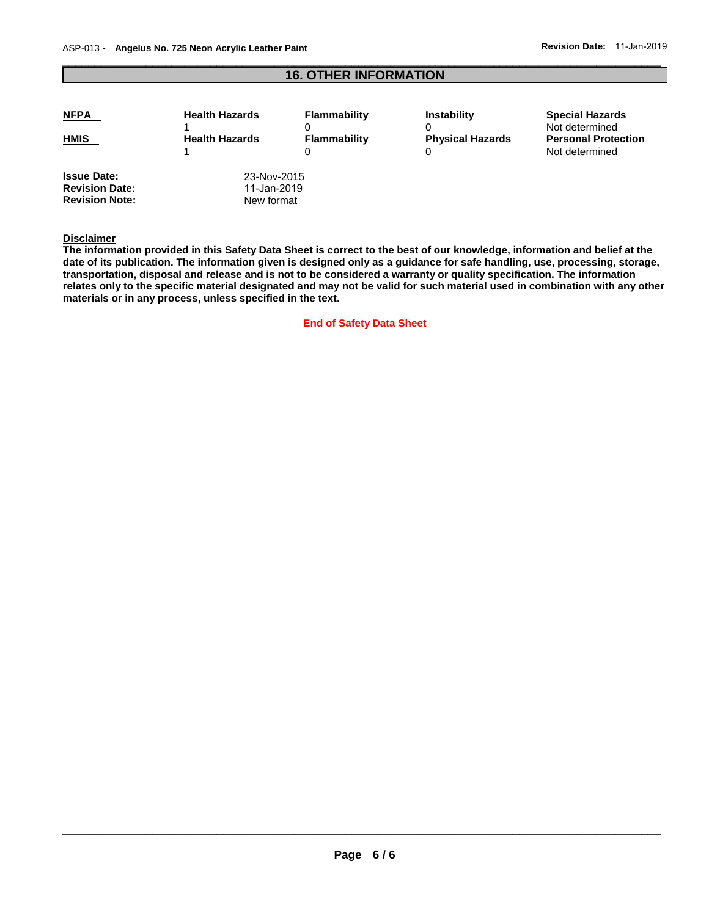## 16. OTHER INFORMATION

| | | | | |
|---|---|---|---|---|
| **NFPA** | **Health Hazards** | **Flammability** | **Instability** | **Special Hazards** |
| | 1 | 0 | 0 | Not determined |
| **HMIS** | **Health Hazards** | **Flammability** | **Physical Hazards** | **Personal Protection** |
| | 1 | 0 | 0 | Not determined |

**Issue Date:** 23-Nov-2015
**Revision Date:** 11-Jan-2019
**Revision Note:** New format

**Disclaimer**

**The information provided in this Safety Data Sheet is correct to the best of our knowledge, information and belief at the date of its publication. The information given is designed only as a guidance for safe handling, use, processing, storage, transportation, disposal and release and is not to be considered a warranty or quality specification. The information relates only to the specific material designated and may not be valid for such material used in combination with any other materials or in any process, unless specified in the text.**

**End of Safety Data Sheet**